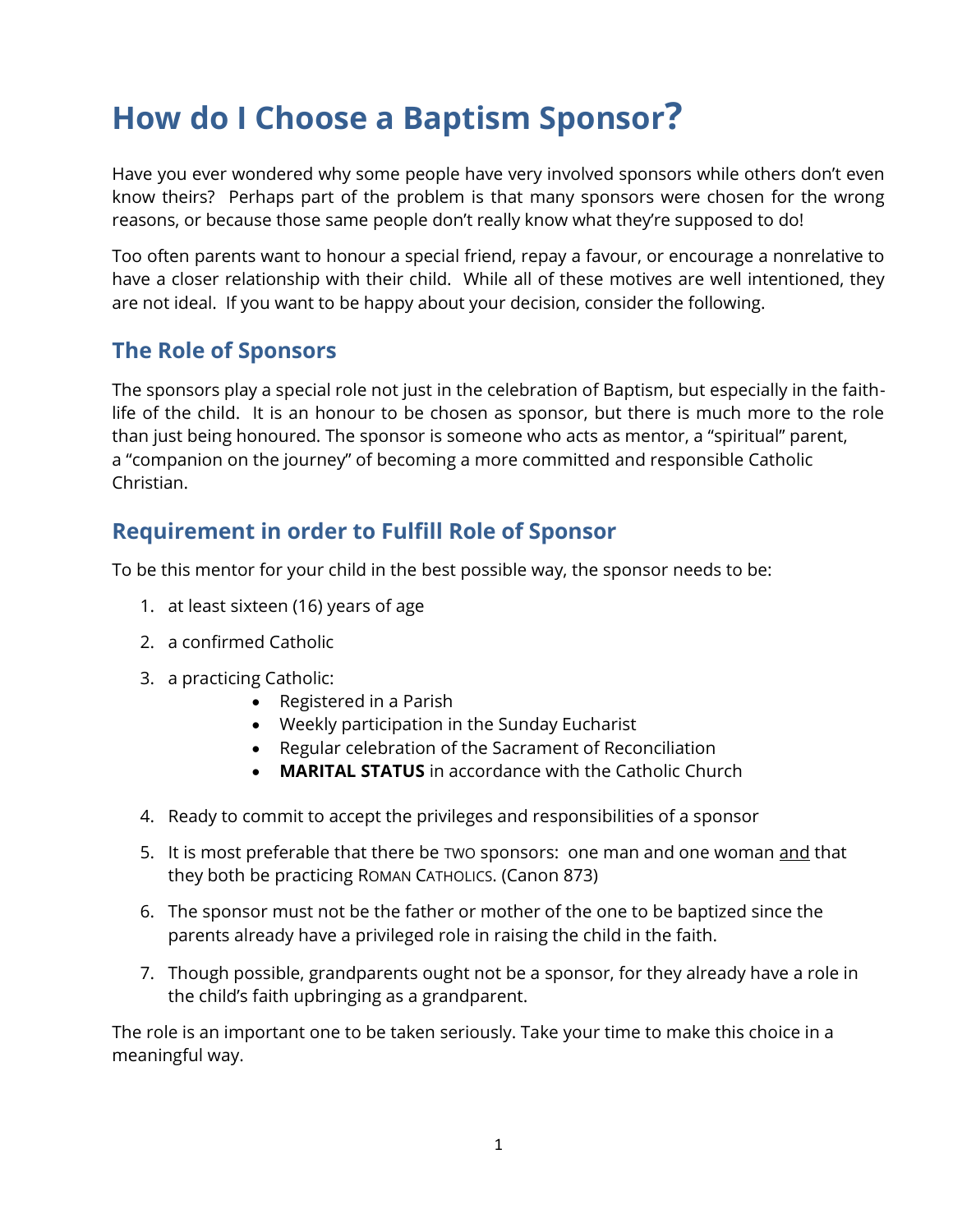# How do I Choose a Baptism Sponsor?

Have you ever wondered why some people have very involved sponsors while others don't even know theirs? Perhaps part of the problem is that many sponsors were chosen for the wrong reasons, or because those same people don't really know what they're supposed to do!

Too often parents want to honour a special friend, repay a favour, or encourage a nonrelative to have a closer relationship with their child. While all of these motives are well intentioned, they are not ideal. If you want to be happy about your decision, consider the following.

## The Role of Sponsors

The sponsors play a special role not just in the celebration of Baptism, but especially in the faith-life of the child. It is an honour to be chosen as sponsor, but there is much more to the role than just being honoured. The sponsor is someone who acts as mentor, a "spiritual" parent, a "companion on the journey" of becoming a more committed and responsible Catholic Christian.

## Requirement in order to Fulfill Role of Sponsor

To be this mentor for your child in the best possible way, the sponsor needs to be:

1. at least sixteen (16) years of age
2. a confirmed Catholic
3. a practicing Catholic:
   - Registered in a Parish
   - Weekly participation in the Sunday Eucharist
   - Regular celebration of the Sacrament of Reconciliation
   - **MARITAL STATUS** in accordance with the Catholic Church
4. Ready to commit to accept the privileges and responsibilities of a sponsor
5. It is most preferable that there be TWO sponsors: one man and one woman and that they both be practicing ROMAN CATHOLICS. (Canon 873)
6. The sponsor must not be the father or mother of the one to be baptized since the parents already have a privileged role in raising the child in the faith.
7. Though possible, grandparents ought not be a sponsor, for they already have a role in the child's faith upbringing as a grandparent.

The role is an important one to be taken seriously. Take your time to make this choice in a meaningful way.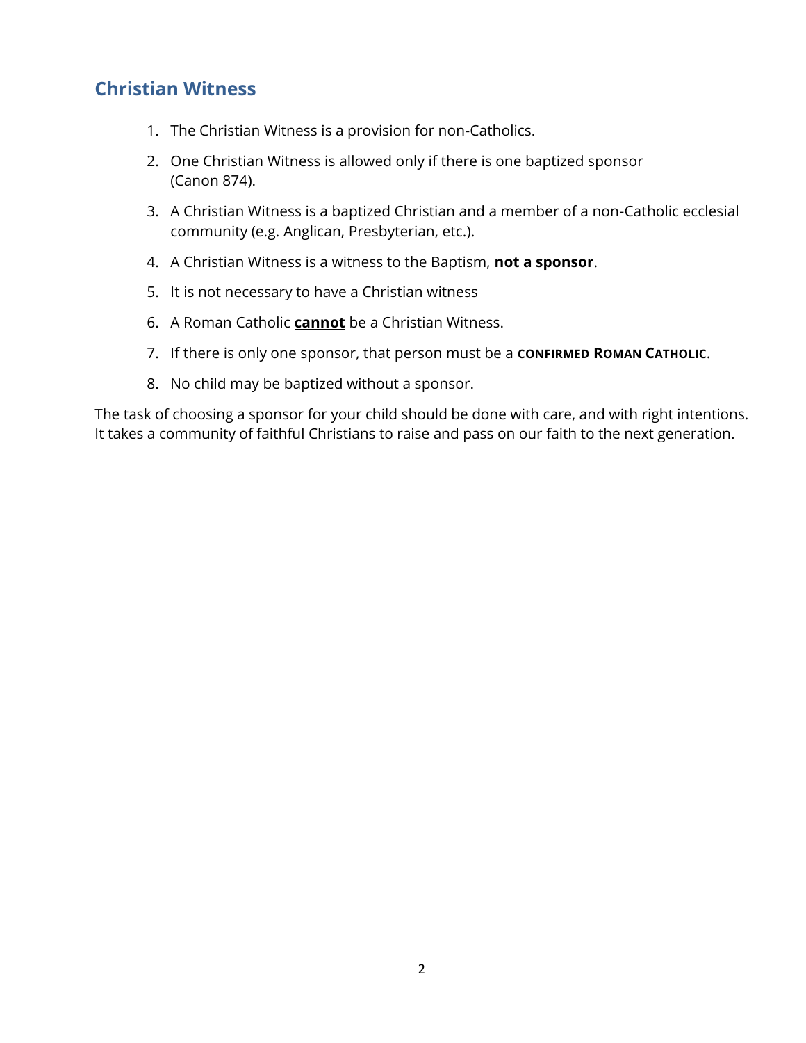## Christian Witness

1. The Christian Witness is a provision for non-Catholics.
2. One Christian Witness is allowed only if there is one baptized sponsor (Canon 874).
3. A Christian Witness is a baptized Christian and a member of a non-Catholic ecclesial community (e.g. Anglican, Presbyterian, etc.).
4. A Christian Witness is a witness to the Baptism, **not a sponsor**.
5. It is not necessary to have a Christian witness
6. A Roman Catholic **cannot** be a Christian Witness.
7. If there is only one sponsor, that person must be a **CONFIRMED ROMAN CATHOLIC**.
8. No child may be baptized without a sponsor.

The task of choosing a sponsor for your child should be done with care, and with right intentions. It takes a community of faithful Christians to raise and pass on our faith to the next generation.